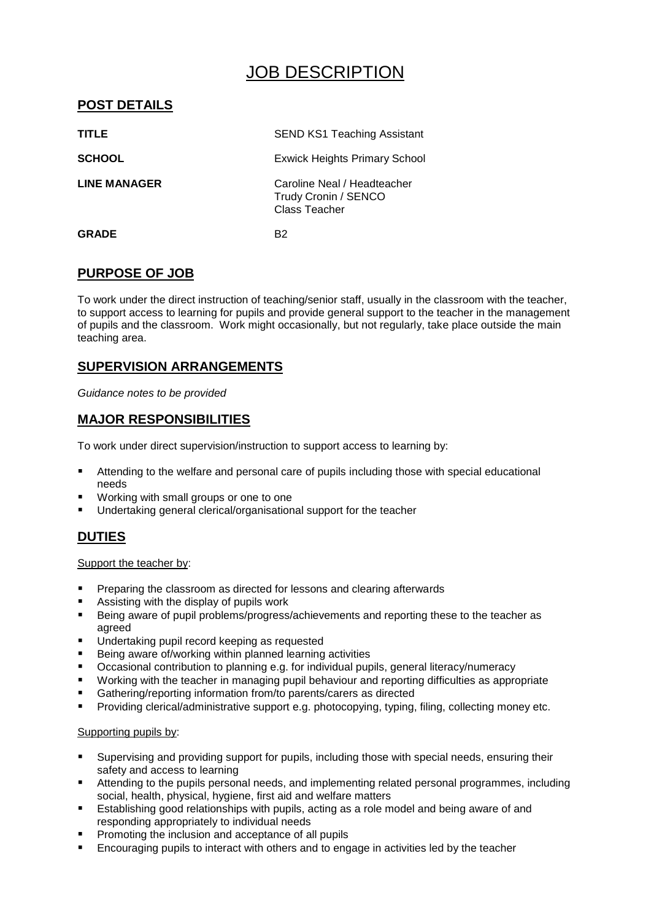# JOB DESCRIPTION

## POST DETAILS

| | |
|---|---|
| **TITLE** | SEND KS1 Teaching Assistant |
| **SCHOOL** | Exwick Heights Primary School |
| **LINE MANAGER** | Caroline Neal / Headteacher<br>Trudy Cronin / SENCO<br>Class Teacher |
| **GRADE** | B2 |

## PURPOSE OF JOB

To work under the direct instruction of teaching/senior staff, usually in the classroom with the teacher, to support access to learning for pupils and provide general support to the teacher in the management of pupils and the classroom. Work might occasionally, but not regularly, take place outside the main teaching area.

## SUPERVISION ARRANGEMENTS

*Guidance notes to be provided*

## MAJOR RESPONSIBILITIES

To work under direct supervision/instruction to support access to learning by:

- Attending to the welfare and personal care of pupils including those with special educational needs
- Working with small groups or one to one
- Undertaking general clerical/organisational support for the teacher

## DUTIES

Support the teacher by:

- Preparing the classroom as directed for lessons and clearing afterwards
- Assisting with the display of pupils work
- Being aware of pupil problems/progress/achievements and reporting these to the teacher as agreed
- Undertaking pupil record keeping as requested
- Being aware of/working within planned learning activities
- Occasional contribution to planning e.g. for individual pupils, general literacy/numeracy
- Working with the teacher in managing pupil behaviour and reporting difficulties as appropriate
- Gathering/reporting information from/to parents/carers as directed
- Providing clerical/administrative support e.g. photocopying, typing, filing, collecting money etc.

Supporting pupils by:

- Supervising and providing support for pupils, including those with special needs, ensuring their safety and access to learning
- Attending to the pupils personal needs, and implementing related personal programmes, including social, health, physical, hygiene, first aid and welfare matters
- Establishing good relationships with pupils, acting as a role model and being aware of and responding appropriately to individual needs
- Promoting the inclusion and acceptance of all pupils
- Encouraging pupils to interact with others and to engage in activities led by the teacher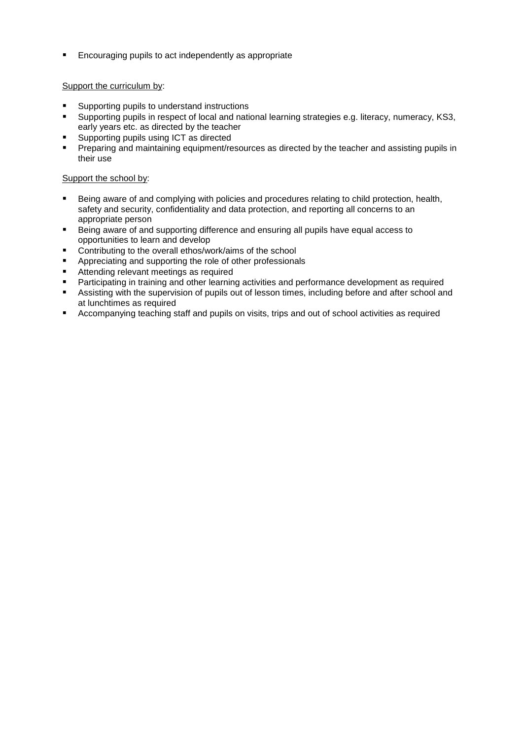- Encouraging pupils to act independently as appropriate

<u>Support the curriculum by</u>:

- Supporting pupils to understand instructions
- Supporting pupils in respect of local and national learning strategies e.g. literacy, numeracy, KS3, early years etc. as directed by the teacher
- Supporting pupils using ICT as directed
- Preparing and maintaining equipment/resources as directed by the teacher and assisting pupils in their use

<u>Support the school by</u>:

- Being aware of and complying with policies and procedures relating to child protection, health, safety and security, confidentiality and data protection, and reporting all concerns to an appropriate person
- Being aware of and supporting difference and ensuring all pupils have equal access to opportunities to learn and develop
- Contributing to the overall ethos/work/aims of the school
- Appreciating and supporting the role of other professionals
- Attending relevant meetings as required
- Participating in training and other learning activities and performance development as required
- Assisting with the supervision of pupils out of lesson times, including before and after school and at lunchtimes as required
- Accompanying teaching staff and pupils on visits, trips and out of school activities as required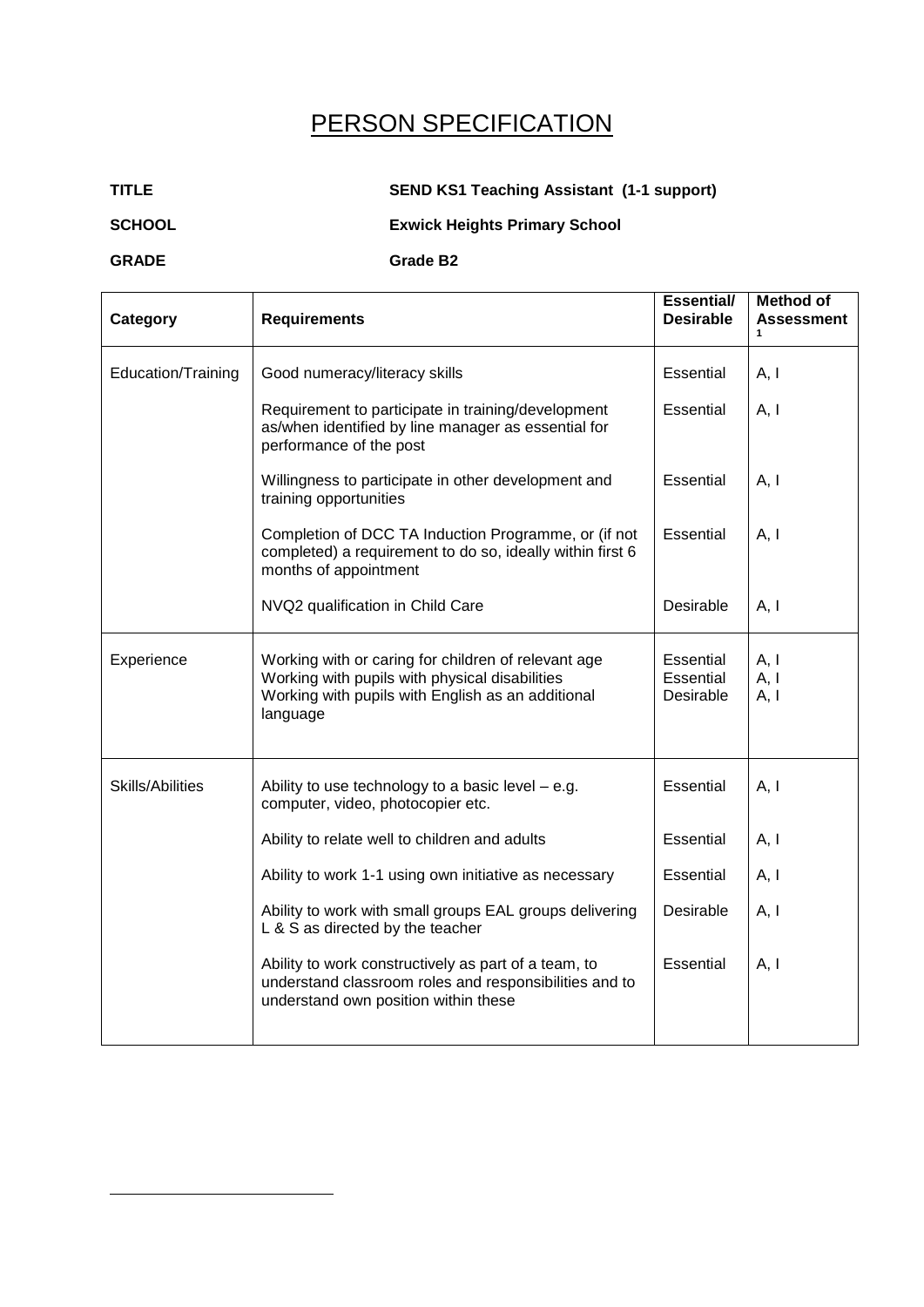# PERSON SPECIFICATION

**TITLE** **SEND KS1 Teaching Assistant (1-1 support)**

**SCHOOL** **Exwick Heights Primary School**

**GRADE** **Grade B2**

| Category | Requirements | Essential/ Desirable | Method of Assessment [1] |
|---|---|---|---|
| Education/Training | Good numeracy/literacy skills | Essential | A, I |
| | Requirement to participate in training/development as/when identified by line manager as essential for performance of the post | Essential | A, I |
| | Willingness to participate in other development and training opportunities | Essential | A, I |
| | Completion of DCC TA Induction Programme, or (if not completed) a requirement to do so, ideally within first 6 months of appointment | Essential | A, I |
| | NVQ2 qualification in Child Care | Desirable | A, I |
| Experience | Working with or caring for children of relevant age | Essential | A, I |
| | Working with pupils with physical disabilities | Essential | A, I |
| | Working with pupils with English as an additional language | Desirable | A, I |
| Skills/Abilities | Ability to use technology to a basic level – e.g. computer, video, photocopier etc. | Essential | A, I |
| | Ability to relate well to children and adults | Essential | A, I |
| | Ability to work 1-1 using own initiative as necessary | Essential | A, I |
| | Ability to work with small groups EAL groups delivering L & S as directed by the teacher | Desirable | A, I |
| | Ability to work constructively as part of a team, to understand classroom roles and responsibilities and to understand own position within these | Essential | A, I |